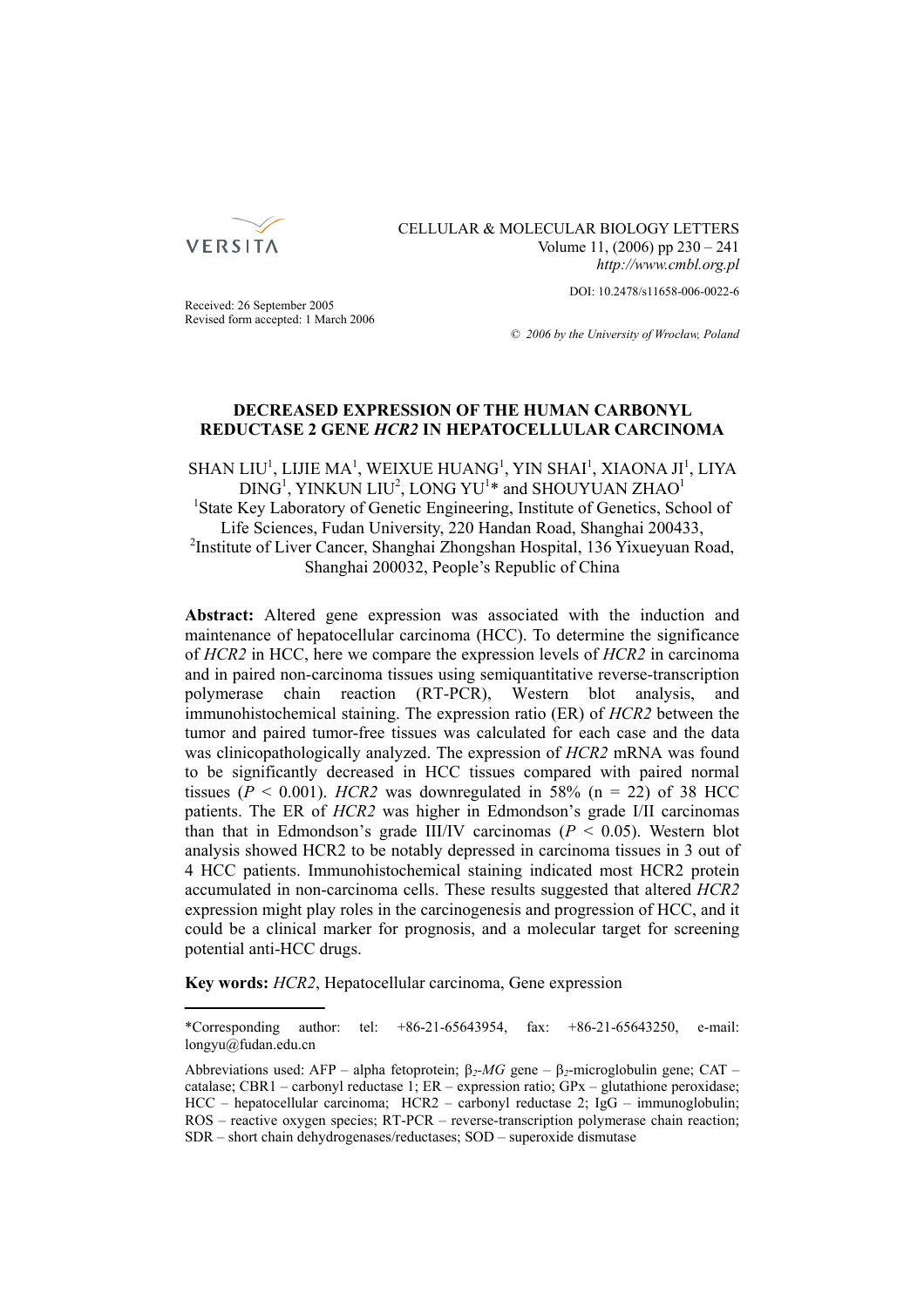CELLULAR & MOLECULAR BIOLOGY LETTERS
Volume 11, (2006) pp 230 – 241
*http://www.cmbl.org.pl*

DOI: 10.2478/s11658-006-0022-6

Received: 26 September 2005
Revised form accepted: 1 March 2006

© *2006 by the University of Wrocław, Poland*

# DECREASED EXPRESSION OF THE HUMAN CARBONYL REDUCTASE 2 GENE *HCR2* IN HEPATOCELLULAR CARCINOMA

SHAN LIU[1], LIJIE MA[1], WEIXUE HUANG[1], YIN SHAI[1], XIAONA JI[1], LIYA DING[1], YINKUN LIU[2], LONG YU[1]* and SHOUYUAN ZHAO[1]

[1]State Key Laboratory of Genetic Engineering, Institute of Genetics, School of Life Sciences, Fudan University, 220 Handan Road, Shanghai 200433,
[2]Institute of Liver Cancer, Shanghai Zhongshan Hospital, 136 Yixueyuan Road, Shanghai 200032, People's Republic of China

**Abstract:** Altered gene expression was associated with the induction and maintenance of hepatocellular carcinoma (HCC). To determine the significance of *HCR2* in HCC, here we compare the expression levels of *HCR2* in carcinoma and in paired non-carcinoma tissues using semiquantitative reverse-transcription polymerase chain reaction (RT-PCR), Western blot analysis, and immunohistochemical staining. The expression ratio (ER) of *HCR2* between the tumor and paired tumor-free tissues was calculated for each case and the data was clinicopathologically analyzed. The expression of *HCR2* mRNA was found to be significantly decreased in HCC tissues compared with paired normal tissues ($P < 0.001$). *HCR2* was downregulated in 58% (n = 22) of 38 HCC patients. The ER of *HCR2* was higher in Edmondson's grade I/II carcinomas than that in Edmondson's grade III/IV carcinomas ($P < 0.05$). Western blot analysis showed HCR2 to be notably depressed in carcinoma tissues in 3 out of 4 HCC patients. Immunohistochemical staining indicated most HCR2 protein accumulated in non-carcinoma cells. These results suggested that altered *HCR2* expression might play roles in the carcinogenesis and progression of HCC, and it could be a clinical marker for prognosis, and a molecular target for screening potential anti-HCC drugs.

**Key words:** *HCR2*, Hepatocellular carcinoma, Gene expression

---

*Corresponding author: tel: +86-21-65643954, fax: +86-21-65643250, e-mail: longyu@fudan.edu.cn

Abbreviations used: AFP – alpha fetoprotein; $\beta_2$-*MG* gene – $\beta_2$-microglobulin gene; CAT – catalase; CBR1 – carbonyl reductase 1; ER – expression ratio; GPx – glutathione peroxidase; HCC – hepatocellular carcinoma; HCR2 – carbonyl reductase 2; IgG – immunoglobulin; ROS – reactive oxygen species; RT-PCR – reverse-transcription polymerase chain reaction; SDR – short chain dehydrogenases/reductases; SOD – superoxide dismutase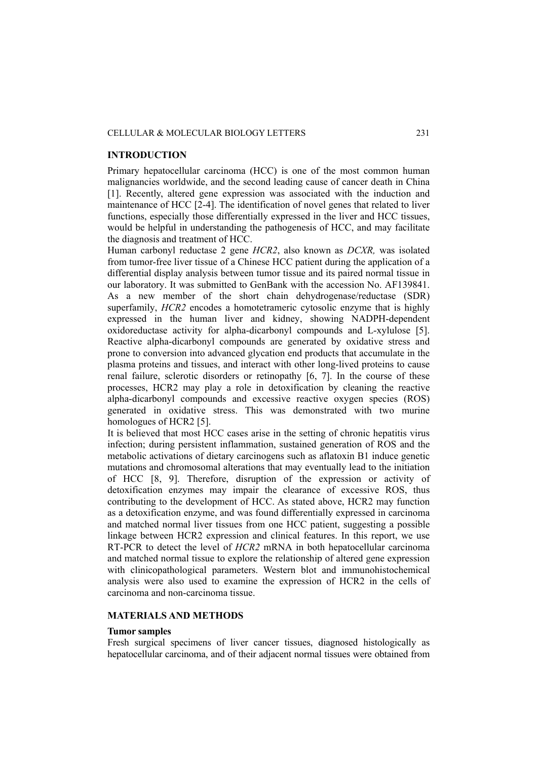## INTRODUCTION

Primary hepatocellular carcinoma (HCC) is one of the most common human malignancies worldwide, and the second leading cause of cancer death in China [1]. Recently, altered gene expression was associated with the induction and maintenance of HCC [2-4]. The identification of novel genes that related to liver functions, especially those differentially expressed in the liver and HCC tissues, would be helpful in understanding the pathogenesis of HCC, and may facilitate the diagnosis and treatment of HCC.

Human carbonyl reductase 2 gene *HCR2*, also known as *DCXR,* was isolated from tumor-free liver tissue of a Chinese HCC patient during the application of a differential display analysis between tumor tissue and its paired normal tissue in our laboratory. It was submitted to GenBank with the accession No. AF139841. As a new member of the short chain dehydrogenase/reductase (SDR) superfamily, *HCR2* encodes a homotetrameric cytosolic enzyme that is highly expressed in the human liver and kidney, showing NADPH-dependent oxidoreductase activity for alpha-dicarbonyl compounds and L-xylulose [5]. Reactive alpha-dicarbonyl compounds are generated by oxidative stress and prone to conversion into advanced glycation end products that accumulate in the plasma proteins and tissues, and interact with other long-lived proteins to cause renal failure, sclerotic disorders or retinopathy [6, 7]. In the course of these processes, HCR2 may play a role in detoxification by cleaning the reactive alpha-dicarbonyl compounds and excessive reactive oxygen species (ROS) generated in oxidative stress. This was demonstrated with two murine homologues of HCR2 [5].

It is believed that most HCC cases arise in the setting of chronic hepatitis virus infection; during persistent inflammation, sustained generation of ROS and the metabolic activations of dietary carcinogens such as aflatoxin B1 induce genetic mutations and chromosomal alterations that may eventually lead to the initiation of HCC [8, 9]. Therefore, disruption of the expression or activity of detoxification enzymes may impair the clearance of excessive ROS, thus contributing to the development of HCC. As stated above, HCR2 may function as a detoxification enzyme, and was found differentially expressed in carcinoma and matched normal liver tissues from one HCC patient, suggesting a possible linkage between HCR2 expression and clinical features. In this report, we use RT-PCR to detect the level of *HCR2* mRNA in both hepatocellular carcinoma and matched normal tissue to explore the relationship of altered gene expression with clinicopathological parameters. Western blot and immunohistochemical analysis were also used to examine the expression of HCR2 in the cells of carcinoma and non-carcinoma tissue.

## MATERIALS AND METHODS

### Tumor samples

Fresh surgical specimens of liver cancer tissues, diagnosed histologically as hepatocellular carcinoma, and of their adjacent normal tissues were obtained from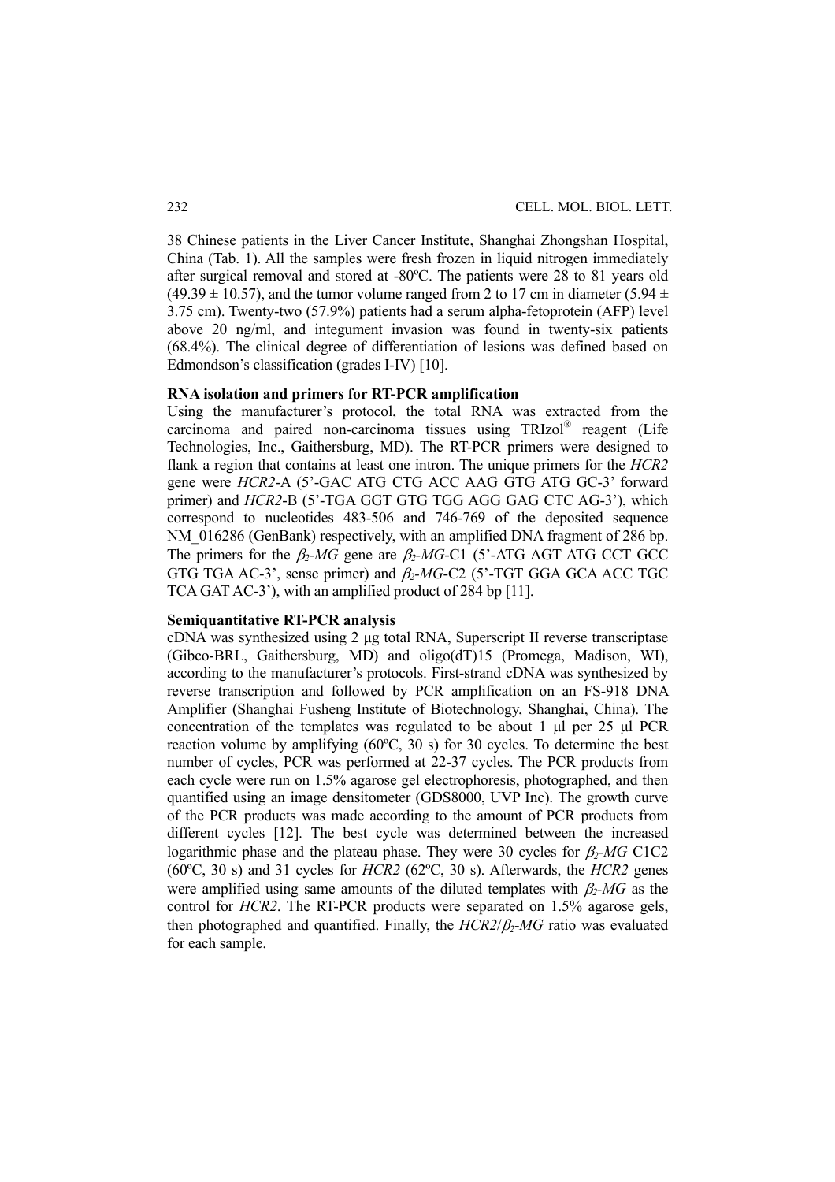38 Chinese patients in the Liver Cancer Institute, Shanghai Zhongshan Hospital, China (Tab. 1). All the samples were fresh frozen in liquid nitrogen immediately after surgical removal and stored at -80ºC. The patients were 28 to 81 years old ($49.39 \pm 10.57$), and the tumor volume ranged from 2 to 17 cm in diameter ($5.94 \pm 3.75$ cm). Twenty-two (57.9%) patients had a serum alpha-fetoprotein (AFP) level above 20 ng/ml, and integument invasion was found in twenty-six patients (68.4%). The clinical degree of differentiation of lesions was defined based on Edmondson's classification (grades I-IV) [10].

**RNA isolation and primers for RT-PCR amplification**

Using the manufacturer's protocol, the total RNA was extracted from the carcinoma and paired non-carcinoma tissues using TRIzol® reagent (Life Technologies, Inc., Gaithersburg, MD). The RT-PCR primers were designed to flank a region that contains at least one intron. The unique primers for the *HCR2* gene were *HCR2*-A (5'-GAC ATG CTG ACC AAG GTG ATG GC-3' forward primer) and *HCR2*-B (5'-TGA GGT GTG TGG AGG GAG CTC AG-3'), which correspond to nucleotides 483-506 and 746-769 of the deposited sequence NM_016286 (GenBank) respectively, with an amplified DNA fragment of 286 bp. The primers for the $\beta_2$-*MG* gene are $\beta_2$-*MG*-C1 (5'-ATG AGT ATG CCT GCC GTG TGA AC-3', sense primer) and $\beta_2$-*MG*-C2 (5'-TGT GGA GCA ACC TGC TCA GAT AC-3'), with an amplified product of 284 bp [11].

**Semiquantitative RT-PCR analysis**

cDNA was synthesized using 2 μg total RNA, Superscript II reverse transcriptase (Gibco-BRL, Gaithersburg, MD) and oligo(dT)15 (Promega, Madison, WI), according to the manufacturer's protocols. First-strand cDNA was synthesized by reverse transcription and followed by PCR amplification on an FS-918 DNA Amplifier (Shanghai Fusheng Institute of Biotechnology, Shanghai, China). The concentration of the templates was regulated to be about 1 μl per 25 μl PCR reaction volume by amplifying (60ºC, 30 s) for 30 cycles. To determine the best number of cycles, PCR was performed at 22-37 cycles. The PCR products from each cycle were run on 1.5% agarose gel electrophoresis, photographed, and then quantified using an image densitometer (GDS8000, UVP Inc). The growth curve of the PCR products was made according to the amount of PCR products from different cycles [12]. The best cycle was determined between the increased logarithmic phase and the plateau phase. They were 30 cycles for $\beta_2$-*MG* C1C2 (60ºC, 30 s) and 31 cycles for *HCR2* (62ºC, 30 s). Afterwards, the *HCR2* genes were amplified using same amounts of the diluted templates with $\beta_2$-*MG* as the control for *HCR2*. The RT-PCR products were separated on 1.5% agarose gels, then photographed and quantified. Finally, the *HCR2*/$\beta_2$-*MG* ratio was evaluated for each sample.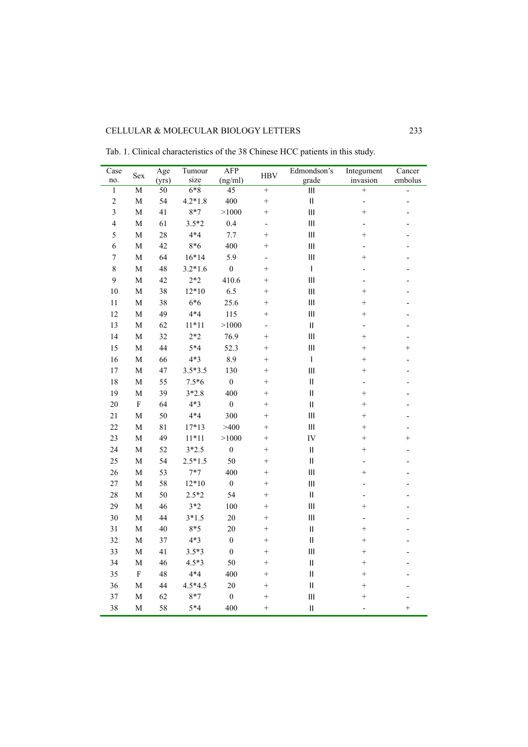Tab. 1. Clinical characteristics of the 38 Chinese HCC patients in this study.

| Case no. | Sex | Age (yrs) | Tumour size | AFP (ng/ml) | HBV | Edmondson's grade | Integument invasion | Cancer embolus |
|---|---|---|---|---|---|---|---|---|
| 1 | M | 50 | 6*8 | 45 | + | III | + | - |
| 2 | M | 54 | 4.2*1.8 | 400 | + | II | - | - |
| 3 | M | 41 | 8*7 | >1000 | + | III | + | - |
| 4 | M | 61 | 3.5*2 | 0.4 | - | III | - | - |
| 5 | M | 28 | 4*4 | 7.7 | + | III | + | - |
| 6 | M | 42 | 8*6 | 400 | + | III | - | - |
| 7 | M | 64 | 16*14 | 5.9 | - | III | + | - |
| 8 | M | 48 | 3.2*1.6 | 0 | + | I | - | - |
| 9 | M | 42 | 2*2 | 410.6 | + | III | - | - |
| 10 | M | 38 | 12*10 | 6.5 | + | III | + | - |
| 11 | M | 38 | 6*6 | 25.6 | + | III | + | - |
| 12 | M | 49 | 4*4 | 115 | + | III | + | - |
| 13 | M | 62 | 11*11 | >1000 | - | II | - | - |
| 14 | M | 32 | 2*2 | 76.9 | + | III | + | - |
| 15 | M | 44 | 5*4 | 52.3 | + | III | + | + |
| 16 | M | 66 | 4*3 | 8.9 | + | I | + | - |
| 17 | M | 47 | 3.5*3.5 | 130 | + | III | + | - |
| 18 | M | 55 | 7.5*6 | 0 | + | II | - | - |
| 19 | M | 39 | 3*2.8 | 400 | + | II | + | - |
| 20 | F | 64 | 4*3 | 0 | + | II | + | - |
| 21 | M | 50 | 4*4 | 300 | + | III | + | - |
| 22 | M | 81 | 17*13 | >400 | + | III | + | - |
| 23 | M | 49 | 11*11 | >1000 | + | IV | + | + |
| 24 | M | 52 | 3*2.5 | 0 | + | II | + | - |
| 25 | M | 54 | 2.5*1.5 | 50 | + | II | - | - |
| 26 | M | 53 | 7*7 | 400 | + | III | + | - |
| 27 | M | 58 | 12*10 | 0 | + | III | - | - |
| 28 | M | 50 | 2.5*2 | 54 | + | II | - | - |
| 29 | M | 46 | 3*2 | 100 | + | III | + | - |
| 30 | M | 44 | 3*1.5 | 20 | + | III | - | - |
| 31 | M | 40 | 8*5 | 20 | + | II | + | - |
| 32 | M | 37 | 4*3 | 0 | + | II | + | - |
| 33 | M | 41 | 3.5*3 | 0 | + | III | + | - |
| 34 | M | 46 | 4.5*3 | 50 | + | II | + | - |
| 35 | F | 48 | 4*4 | 400 | + | II | + | - |
| 36 | M | 44 | 4.5*4.5 | 20 | + | II | + | - |
| 37 | M | 62 | 8*7 | 0 | + | III | + | - |
| 38 | M | 58 | 5*4 | 400 | + | II | - | + |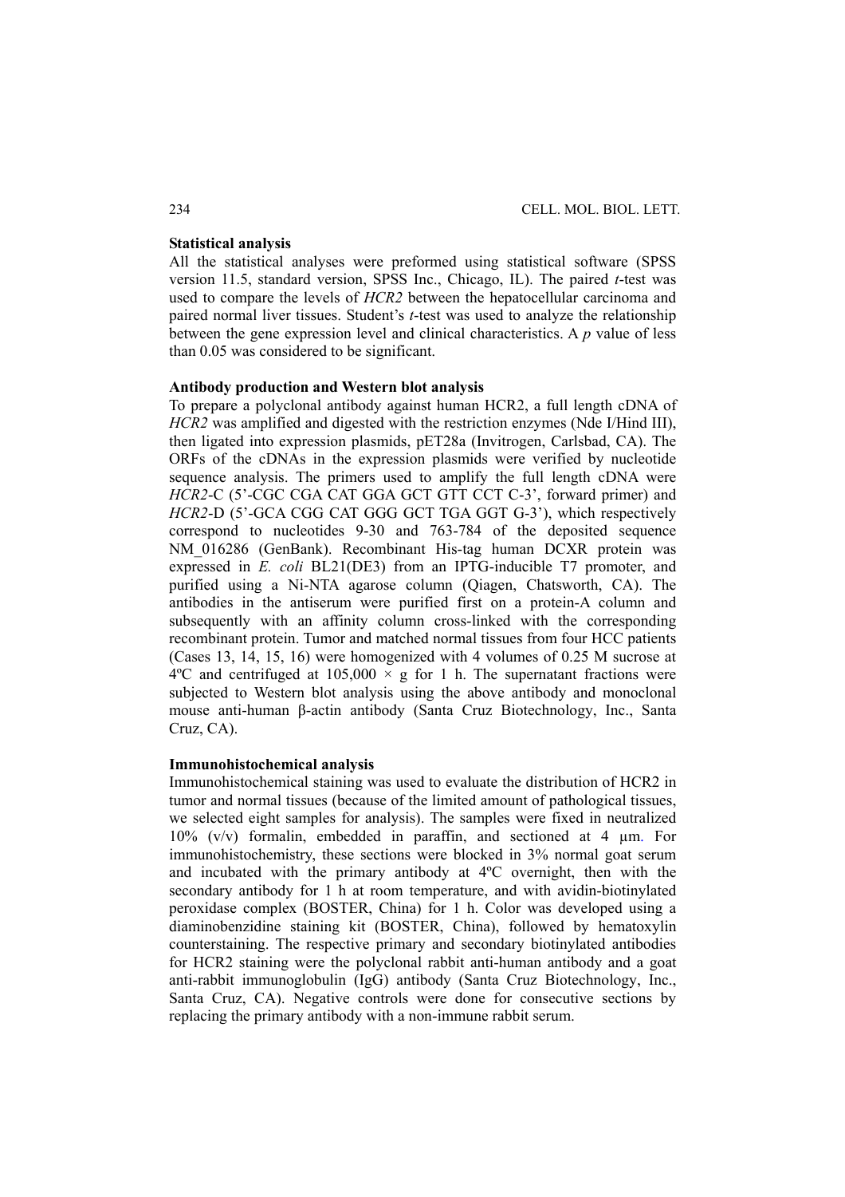**Statistical analysis**

All the statistical analyses were preformed using statistical software (SPSS version 11.5, standard version, SPSS Inc., Chicago, IL). The paired *t*-test was used to compare the levels of *HCR2* between the hepatocellular carcinoma and paired normal liver tissues. Student's *t*-test was used to analyze the relationship between the gene expression level and clinical characteristics. A *p* value of less than 0.05 was considered to be significant.

**Antibody production and Western blot analysis**

To prepare a polyclonal antibody against human HCR2, a full length cDNA of *HCR2* was amplified and digested with the restriction enzymes (Nde I/Hind III), then ligated into expression plasmids, pET28a (Invitrogen, Carlsbad, CA). The ORFs of the cDNAs in the expression plasmids were verified by nucleotide sequence analysis. The primers used to amplify the full length cDNA were *HCR2*-C (5'-CGC CGA CAT GGA GCT GTT CCT C-3', forward primer) and *HCR2*-D (5'-GCA CGG CAT GGG GCT TGA GGT G-3'), which respectively correspond to nucleotides 9-30 and 763-784 of the deposited sequence NM_016286 (GenBank). Recombinant His-tag human DCXR protein was expressed in *E. coli* BL21(DE3) from an IPTG-inducible T7 promoter, and purified using a Ni-NTA agarose column (Qiagen, Chatsworth, CA). The antibodies in the antiserum were purified first on a protein-A column and subsequently with an affinity column cross-linked with the corresponding recombinant protein. Tumor and matched normal tissues from four HCC patients (Cases 13, 14, 15, 16) were homogenized with 4 volumes of 0.25 M sucrose at 4ºC and centrifuged at $105,000 \times g$ for 1 h. The supernatant fractions were subjected to Western blot analysis using the above antibody and monoclonal mouse anti-human β-actin antibody (Santa Cruz Biotechnology, Inc., Santa Cruz, CA).

**Immunohistochemical analysis**

Immunohistochemical staining was used to evaluate the distribution of HCR2 in tumor and normal tissues (because of the limited amount of pathological tissues, we selected eight samples for analysis). The samples were fixed in neutralized 10% (v/v) formalin, embedded in paraffin, and sectioned at 4 μm. For immunohistochemistry, these sections were blocked in 3% normal goat serum and incubated with the primary antibody at 4ºC overnight, then with the secondary antibody for 1 h at room temperature, and with avidin-biotinylated peroxidase complex (BOSTER, China) for 1 h. Color was developed using a diaminobenzidine staining kit (BOSTER, China), followed by hematoxylin counterstaining. The respective primary and secondary biotinylated antibodies for HCR2 staining were the polyclonal rabbit anti-human antibody and a goat anti-rabbit immunoglobulin (IgG) antibody (Santa Cruz Biotechnology, Inc., Santa Cruz, CA). Negative controls were done for consecutive sections by replacing the primary antibody with a non-immune rabbit serum.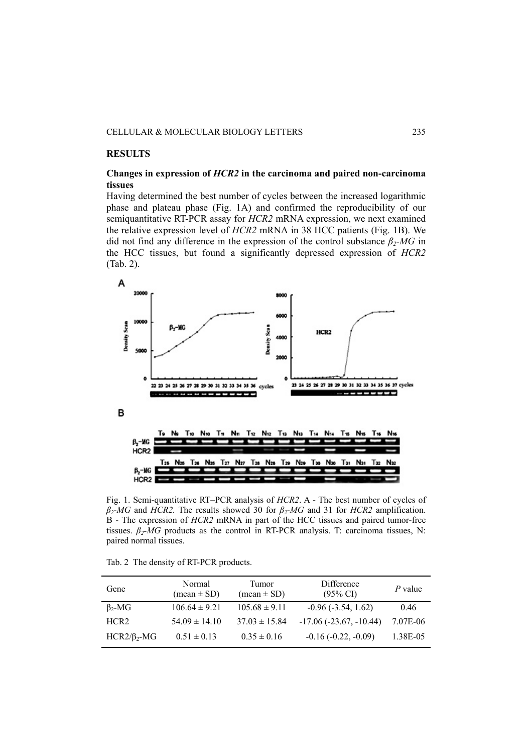## RESULTS

### Changes in expression of *HCR2* in the carcinoma and paired non-carcinoma tissues

Having determined the best number of cycles between the increased logarithmic phase and plateau phase (Fig. 1A) and confirmed the reproducibility of our semiquantitative RT-PCR assay for *HCR2* mRNA expression, we next examined the relative expression level of *HCR2* mRNA in 38 HCC patients (Fig. 1B). We did not find any difference in the expression of the control substance $\beta_2$-*MG* in the HCC tissues, but found a significantly depressed expression of *HCR2* (Tab. 2).

Fig. 1. Semi-quantitative RT–PCR analysis of *HCR2*. A - The best number of cycles of $\beta_2$-*MG* and *HCR2.* The results showed 30 for $\beta_2$-*MG* and 31 for *HCR2* amplification. B - The expression of *HCR2* mRNA in part of the HCC tissues and paired tumor-free tissues. $\beta_2$-*MG* products as the control in RT-PCR analysis. T: carcinoma tissues, N: paired normal tissues.

Tab. 2 The density of RT-PCR products.

| Gene | Normal (mean ± SD) | Tumor (mean ± SD) | Difference (95% CI) | *P* value |
|---|---|---|---|---|
| $\beta_2$-MG | 106.64 ± 9.21 | 105.68 ± 9.11 | -0.96 (-3.54, 1.62) | 0.46 |
| HCR2 | 54.09 ± 14.10 | 37.03 ± 15.84 | -17.06 (-23.67, -10.44) | 7.07E-06 |
| HCR2/$\beta_2$-MG | 0.51 ± 0.13 | 0.35 ± 0.16 | -0.16 (-0.22, -0.09) | 1.38E-05 |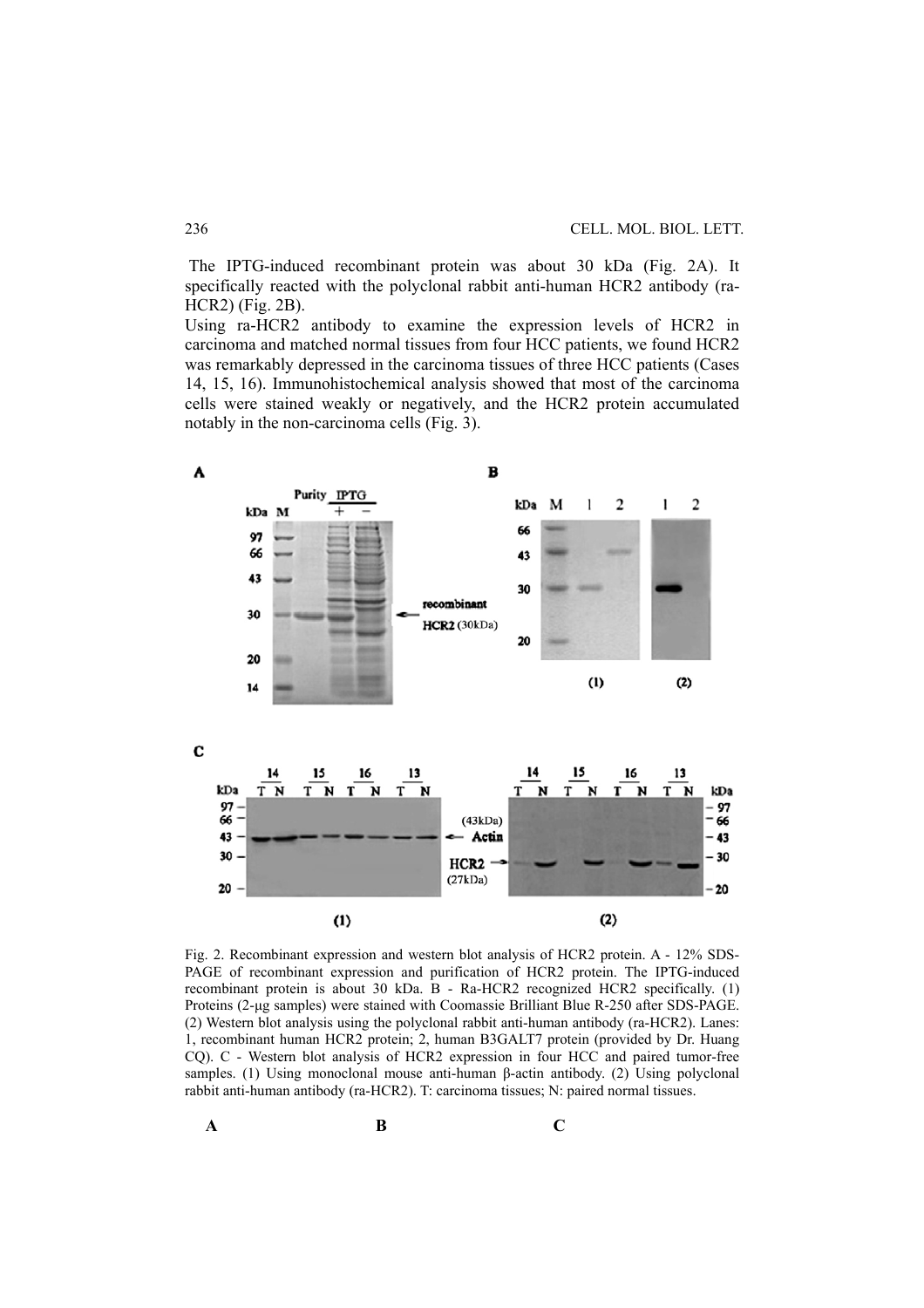The IPTG-induced recombinant protein was about 30 kDa (Fig. 2A). It specifically reacted with the polyclonal rabbit anti-human HCR2 antibody (ra-HCR2) (Fig. 2B).

Using ra-HCR2 antibody to examine the expression levels of HCR2 in carcinoma and matched normal tissues from four HCC patients, we found HCR2 was remarkably depressed in the carcinoma tissues of three HCC patients (Cases 14, 15, 16). Immunohistochemical analysis showed that most of the carcinoma cells were stained weakly or negatively, and the HCR2 protein accumulated notably in the non-carcinoma cells (Fig. 3).

Fig. 2. Recombinant expression and western blot analysis of HCR2 protein. A - 12% SDS-PAGE of recombinant expression and purification of HCR2 protein. The IPTG-induced recombinant protein is about 30 kDa. B - Ra-HCR2 recognized HCR2 specifically. (1) Proteins (2-μg samples) were stained with Coomassie Brilliant Blue R-250 after SDS-PAGE. (2) Western blot analysis using the polyclonal rabbit anti-human antibody (ra-HCR2). Lanes: 1, recombinant human HCR2 protein; 2, human B3GALT7 protein (provided by Dr. Huang CQ). C - Western blot analysis of HCR2 expression in four HCC and paired tumor-free samples. (1) Using monoclonal mouse anti-human β-actin antibody. (2) Using polyclonal rabbit anti-human antibody (ra-HCR2). T: carcinoma tissues; N: paired normal tissues.

A B C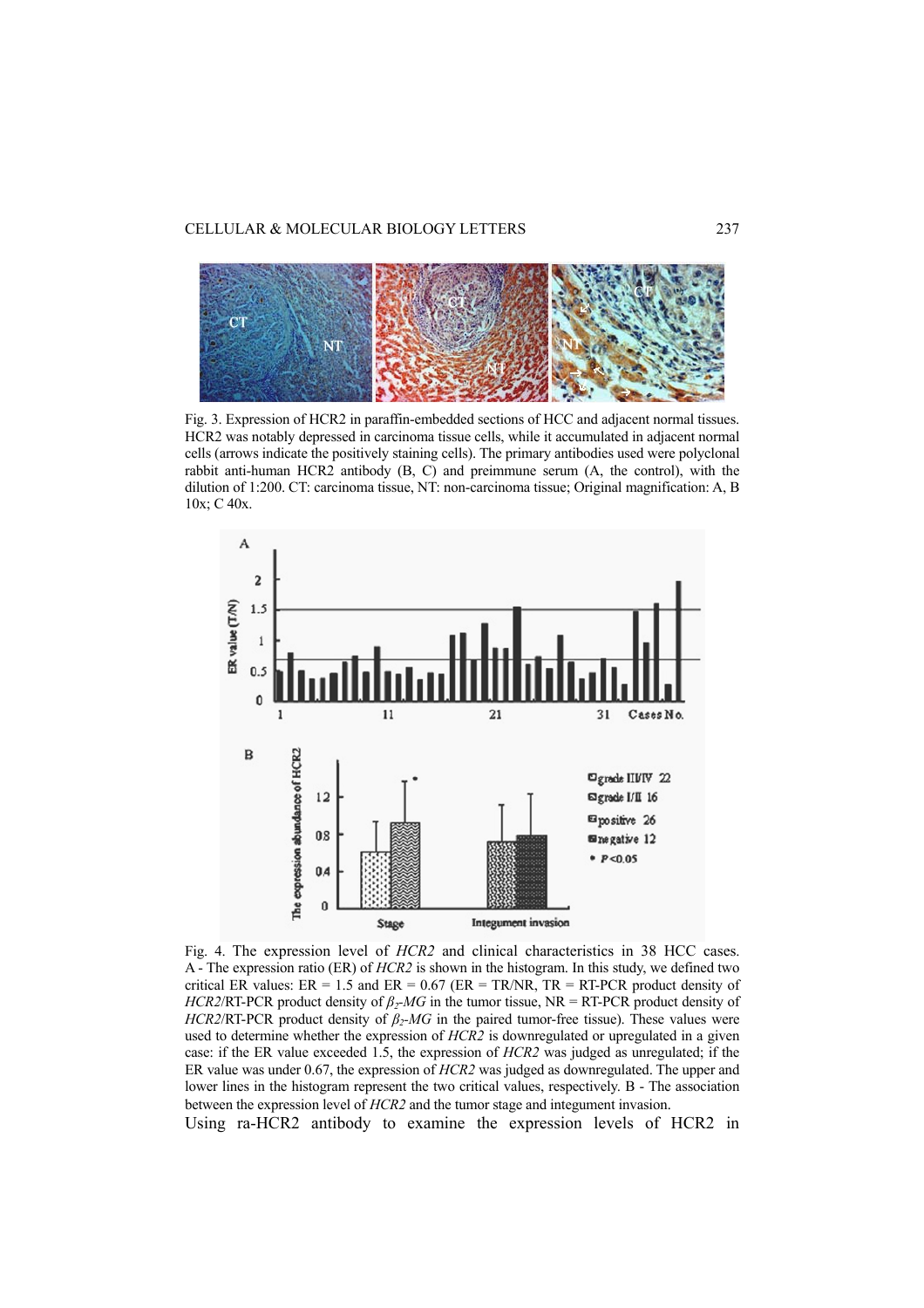Fig. 3. Expression of HCR2 in paraffin-embedded sections of HCC and adjacent normal tissues. HCR2 was notably depressed in carcinoma tissue cells, while it accumulated in adjacent normal cells (arrows indicate the positively staining cells). The primary antibodies used were polyclonal rabbit anti-human HCR2 antibody (B, C) and preimmune serum (A, the control), with the dilution of 1:200. CT: carcinoma tissue, NT: non-carcinoma tissue; Original magnification: A, B 10x; C 40x.

Fig. 4. The expression level of *HCR2* and clinical characteristics in 38 HCC cases. A - The expression ratio (ER) of *HCR2* is shown in the histogram. In this study, we defined two critical ER values: ER = 1.5 and ER = 0.67 (ER = TR/NR, TR = RT-PCR product density of *HCR2*/RT-PCR product density of $\beta_2$-*MG* in the tumor tissue, NR = RT-PCR product density of *HCR2*/RT-PCR product density of $\beta_2$-*MG* in the paired tumor-free tissue). These values were used to determine whether the expression of *HCR2* is downregulated or upregulated in a given case: if the ER value exceeded 1.5, the expression of *HCR2* was judged as unregulated; if the ER value was under 0.67, the expression of *HCR2* was judged as downregulated. The upper and lower lines in the histogram represent the two critical values, respectively. B - The association between the expression level of *HCR2* and the tumor stage and integument invasion.

Using ra-HCR2 antibody to examine the expression levels of HCR2 in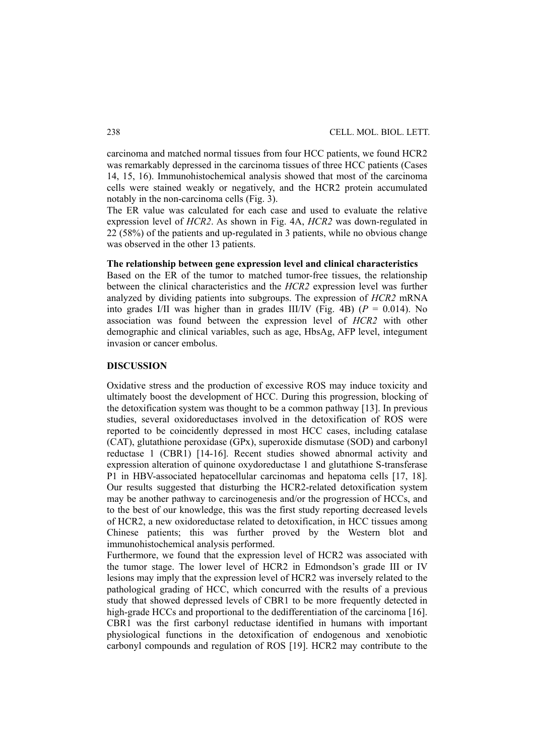carcinoma and matched normal tissues from four HCC patients, we found HCR2 was remarkably depressed in the carcinoma tissues of three HCC patients (Cases 14, 15, 16). Immunohistochemical analysis showed that most of the carcinoma cells were stained weakly or negatively, and the HCR2 protein accumulated notably in the non-carcinoma cells (Fig. 3).

The ER value was calculated for each case and used to evaluate the relative expression level of *HCR2*. As shown in Fig. 4A, *HCR2* was down-regulated in 22 (58%) of the patients and up-regulated in 3 patients, while no obvious change was observed in the other 13 patients.

**The relationship between gene expression level and clinical characteristics**

Based on the ER of the tumor to matched tumor-free tissues, the relationship between the clinical characteristics and the *HCR2* expression level was further analyzed by dividing patients into subgroups. The expression of *HCR2* mRNA into grades I/II was higher than in grades III/IV (Fig. 4B) ($P = 0.014$). No association was found between the expression level of *HCR2* with other demographic and clinical variables, such as age, HbsAg, AFP level, integument invasion or cancer embolus.

## DISCUSSION

Oxidative stress and the production of excessive ROS may induce toxicity and ultimately boost the development of HCC. During this progression, blocking of the detoxification system was thought to be a common pathway [13]. In previous studies, several oxidoreductases involved in the detoxification of ROS were reported to be coincidently depressed in most HCC cases, including catalase (CAT), glutathione peroxidase (GPx), superoxide dismutase (SOD) and carbonyl reductase 1 (CBR1) [14-16]. Recent studies showed abnormal activity and expression alteration of quinone oxydoreductase 1 and glutathione S-transferase P1 in HBV-associated hepatocellular carcinomas and hepatoma cells [17, 18]. Our results suggested that disturbing the HCR2-related detoxification system may be another pathway to carcinogenesis and/or the progression of HCCs, and to the best of our knowledge, this was the first study reporting decreased levels of HCR2, a new oxidoreductase related to detoxification, in HCC tissues among Chinese patients; this was further proved by the Western blot and immunohistochemical analysis performed.

Furthermore, we found that the expression level of HCR2 was associated with the tumor stage. The lower level of HCR2 in Edmondson's grade III or IV lesions may imply that the expression level of HCR2 was inversely related to the pathological grading of HCC, which concurred with the results of a previous study that showed depressed levels of CBR1 to be more frequently detected in high-grade HCCs and proportional to the dedifferentiation of the carcinoma [16]. CBR1 was the first carbonyl reductase identified in humans with important physiological functions in the detoxification of endogenous and xenobiotic carbonyl compounds and regulation of ROS [19]. HCR2 may contribute to the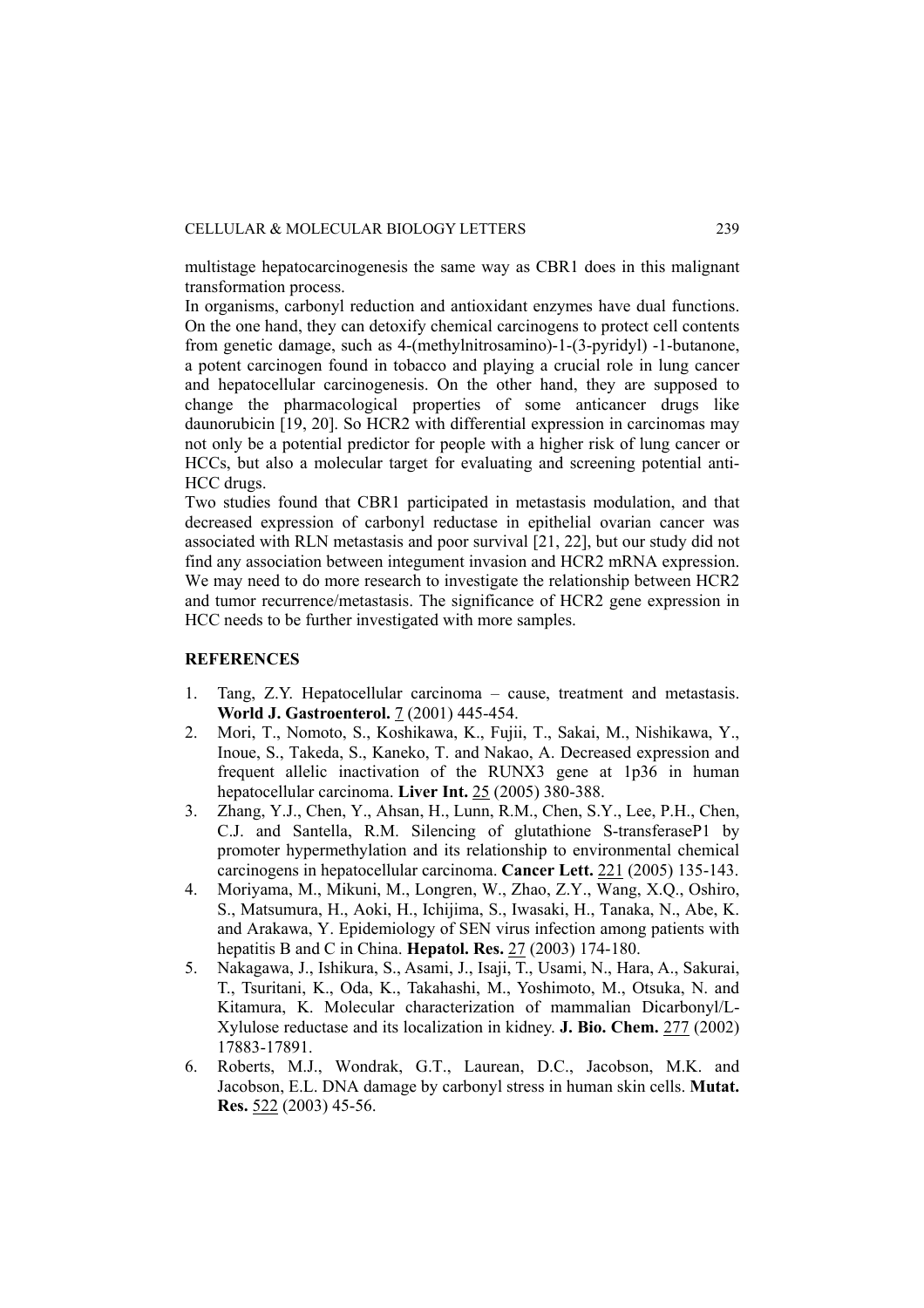multistage hepatocarcinogenesis the same way as CBR1 does in this malignant transformation process.

In organisms, carbonyl reduction and antioxidant enzymes have dual functions. On the one hand, they can detoxify chemical carcinogens to protect cell contents from genetic damage, such as 4-(methylnitrosamino)-1-(3-pyridyl) -1-butanone, a potent carcinogen found in tobacco and playing a crucial role in lung cancer and hepatocellular carcinogenesis. On the other hand, they are supposed to change the pharmacological properties of some anticancer drugs like daunorubicin [19, 20]. So HCR2 with differential expression in carcinomas may not only be a potential predictor for people with a higher risk of lung cancer or HCCs, but also a molecular target for evaluating and screening potential anti-HCC drugs.

Two studies found that CBR1 participated in metastasis modulation, and that decreased expression of carbonyl reductase in epithelial ovarian cancer was associated with RLN metastasis and poor survival [21, 22], but our study did not find any association between integument invasion and HCR2 mRNA expression. We may need to do more research to investigate the relationship between HCR2 and tumor recurrence/metastasis. The significance of HCR2 gene expression in HCC needs to be further investigated with more samples.

## REFERENCES

1. Tang, Z.Y. Hepatocellular carcinoma – cause, treatment and metastasis. **World J. Gastroenterol.** 7 (2001) 445-454.
2. Mori, T., Nomoto, S., Koshikawa, K., Fujii, T., Sakai, M., Nishikawa, Y., Inoue, S., Takeda, S., Kaneko, T. and Nakao, A. Decreased expression and frequent allelic inactivation of the RUNX3 gene at 1p36 in human hepatocellular carcinoma. **Liver Int.** 25 (2005) 380-388.
3. Zhang, Y.J., Chen, Y., Ahsan, H., Lunn, R.M., Chen, S.Y., Lee, P.H., Chen, C.J. and Santella, R.M. Silencing of glutathione S-transferaseP1 by promoter hypermethylation and its relationship to environmental chemical carcinogens in hepatocellular carcinoma. **Cancer Lett.** 221 (2005) 135-143.
4. Moriyama, M., Mikuni, M., Longren, W., Zhao, Z.Y., Wang, X.Q., Oshiro, S., Matsumura, H., Aoki, H., Ichijima, S., Iwasaki, H., Tanaka, N., Abe, K. and Arakawa, Y. Epidemiology of SEN virus infection among patients with hepatitis B and C in China. **Hepatol. Res.** 27 (2003) 174-180.
5. Nakagawa, J., Ishikura, S., Asami, J., Isaji, T., Usami, N., Hara, A., Sakurai, T., Tsuritani, K., Oda, K., Takahashi, M., Yoshimoto, M., Otsuka, N. and Kitamura, K. Molecular characterization of mammalian Dicarbonyl/L-Xylulose reductase and its localization in kidney. **J. Bio. Chem.** 277 (2002) 17883-17891.
6. Roberts, M.J., Wondrak, G.T., Laurean, D.C., Jacobson, M.K. and Jacobson, E.L. DNA damage by carbonyl stress in human skin cells. **Mutat. Res.** 522 (2003) 45-56.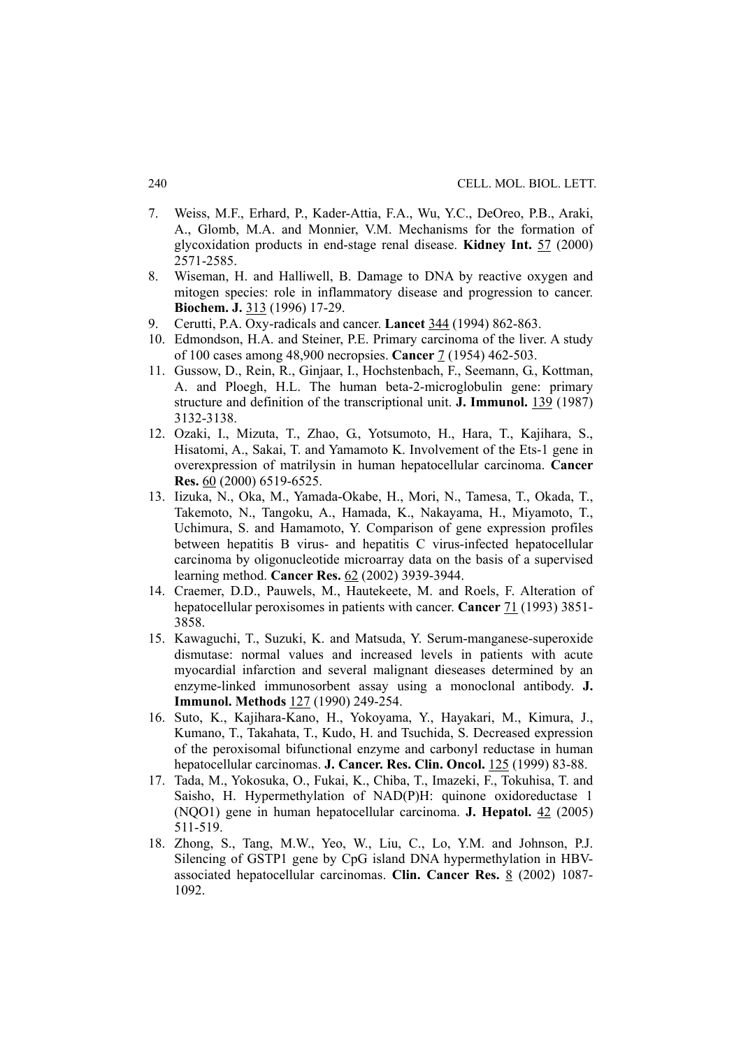7. Weiss, M.F., Erhard, P., Kader-Attia, F.A., Wu, Y.C., DeOreo, P.B., Araki, A., Glomb, M.A. and Monnier, V.M. Mechanisms for the formation of glycoxidation products in end-stage renal disease. **Kidney Int.** 57 (2000) 2571-2585.
8. Wiseman, H. and Halliwell, B. Damage to DNA by reactive oxygen and mitogen species: role in inflammatory disease and progression to cancer. **Biochem. J.** 313 (1996) 17-29.
9. Cerutti, P.A. Oxy-radicals and cancer. **Lancet** 344 (1994) 862-863.
10. Edmondson, H.A. and Steiner, P.E. Primary carcinoma of the liver. A study of 100 cases among 48,900 necropsies. **Cancer** 7 (1954) 462-503.
11. Gussow, D., Rein, R., Ginjaar, I., Hochstenbach, F., Seemann, G., Kottman, A. and Ploegh, H.L. The human beta-2-microglobulin gene: primary structure and definition of the transcriptional unit. **J. Immunol.** 139 (1987) 3132-3138.
12. Ozaki, I., Mizuta, T., Zhao, G., Yotsumoto, H., Hara, T., Kajihara, S., Hisatomi, A., Sakai, T. and Yamamoto K. Involvement of the Ets-1 gene in overexpression of matrilysin in human hepatocellular carcinoma. **Cancer Res.** 60 (2000) 6519-6525.
13. Iizuka, N., Oka, M., Yamada-Okabe, H., Mori, N., Tamesa, T., Okada, T., Takemoto, N., Tangoku, A., Hamada, K., Nakayama, H., Miyamoto, T., Uchimura, S. and Hamamoto, Y. Comparison of gene expression profiles between hepatitis B virus- and hepatitis C virus-infected hepatocellular carcinoma by oligonucleotide microarray data on the basis of a supervised learning method. **Cancer Res.** 62 (2002) 3939-3944.
14. Craemer, D.D., Pauwels, M., Hautekeete, M. and Roels, F. Alteration of hepatocellular peroxisomes in patients with cancer. **Cancer** 71 (1993) 3851-3858.
15. Kawaguchi, T., Suzuki, K. and Matsuda, Y. Serum-manganese-superoxide dismutase: normal values and increased levels in patients with acute myocardial infarction and several malignant dieseases determined by an enzyme-linked immunosorbent assay using a monoclonal antibody. **J. Immunol. Methods** 127 (1990) 249-254.
16. Suto, K., Kajihara-Kano, H., Yokoyama, Y., Hayakari, M., Kimura, J., Kumano, T., Takahata, T., Kudo, H. and Tsuchida, S. Decreased expression of the peroxisomal bifunctional enzyme and carbonyl reductase in human hepatocellular carcinomas. **J. Cancer. Res. Clin. Oncol.** 125 (1999) 83-88.
17. Tada, M., Yokosuka, O., Fukai, K., Chiba, T., Imazeki, F., Tokuhisa, T. and Saisho, H. Hypermethylation of NAD(P)H: quinone oxidoreductase 1 (NQO1) gene in human hepatocellular carcinoma. **J. Hepatol.** 42 (2005) 511-519.
18. Zhong, S., Tang, M.W., Yeo, W., Liu, C., Lo, Y.M. and Johnson, P.J. Silencing of GSTP1 gene by CpG island DNA hypermethylation in HBV-associated hepatocellular carcinomas. **Clin. Cancer Res.** 8 (2002) 1087-1092.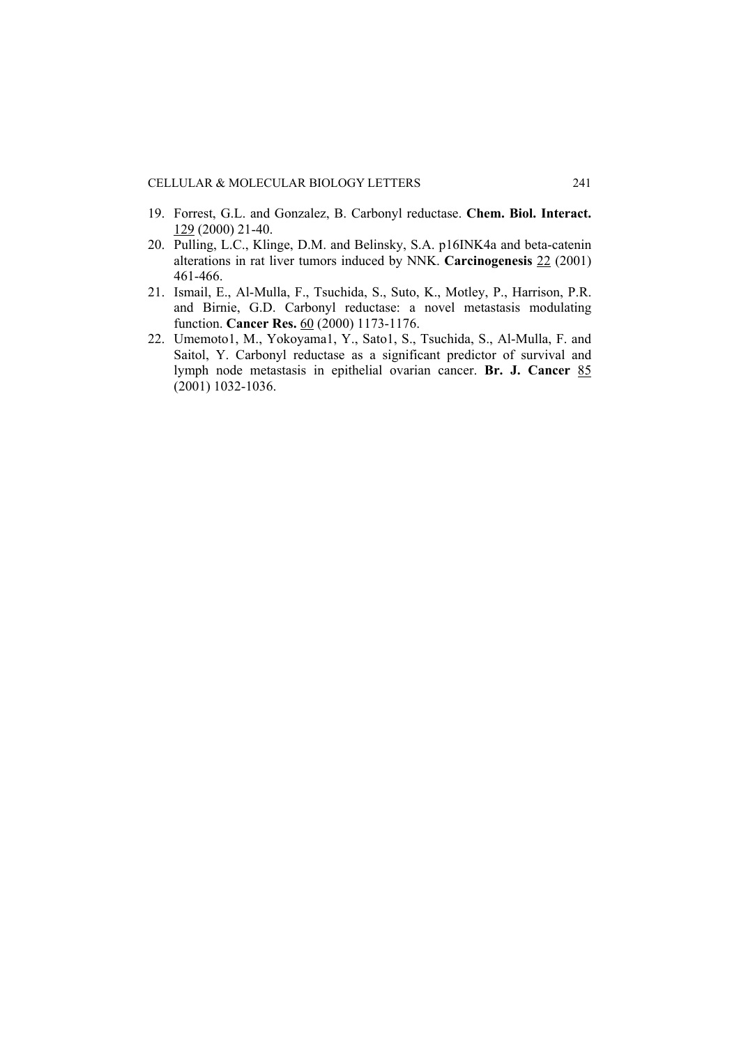19. Forrest, G.L. and Gonzalez, B. Carbonyl reductase. **Chem. Biol. Interact.** 129 (2000) 21-40.
20. Pulling, L.C., Klinge, D.M. and Belinsky, S.A. p16INK4a and beta-catenin alterations in rat liver tumors induced by NNK. **Carcinogenesis** 22 (2001) 461-466.
21. Ismail, E., Al-Mulla, F., Tsuchida, S., Suto, K., Motley, P., Harrison, P.R. and Birnie, G.D. Carbonyl reductase: a novel metastasis modulating function. **Cancer Res.** 60 (2000) 1173-1176.
22. Umemoto1, M., Yokoyama1, Y., Sato1, S., Tsuchida, S., Al-Mulla, F. and Saitol, Y. Carbonyl reductase as a significant predictor of survival and lymph node metastasis in epithelial ovarian cancer. **Br. J. Cancer** 85 (2001) 1032-1036.